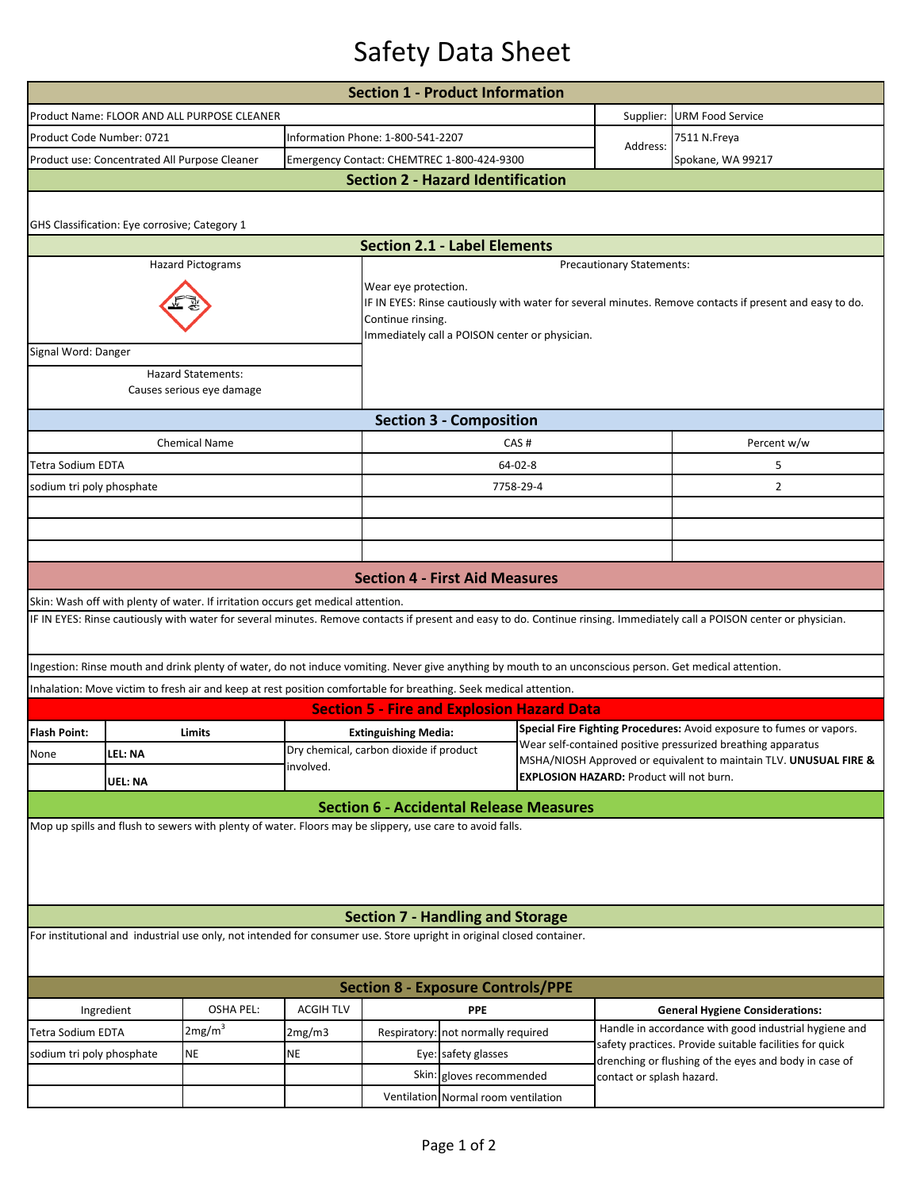# Safety Data Sheet

## Section 1 - Product Information

| | | | |
|---|---|---|---|
| Product Name: FLOOR AND ALL PURPOSE CLEANER | | Supplier: | URM Food Service |
| Product Code Number: 0721 | Information Phone: 1-800-541-2207 | Address: | 7511 N.Freya |
| Product use: Concentrated All Purpose Cleaner | Emergency Contact: CHEMTREC 1-800-424-9300 | | Spokane, WA 99217 |

## Section 2 - Hazard Identification

GHS Classification: Eye corrosive; Category 1

## Section 2.1 - Label Elements

Hazard Pictograms

Signal Word: Danger

Hazard Statements:
Causes serious eye damage

Precautionary Statements:

Wear eye protection.
IF IN EYES: Rinse cautiously with water for several minutes. Remove contacts if present and easy to do. Continue rinsing.
Immediately call a POISON center or physician.

## Section 3 - Composition

| Chemical Name | CAS # | Percent w/w |
|---|---|---|
| Tetra Sodium EDTA | 64-02-8 | 5 |
| sodium tri poly phosphate | 7758-29-4 | 2 |
| | | |
| | | |
| | | |

## Section 4 - First Aid Measures

Skin: Wash off with plenty of water. If irritation occurs get medical attention.

IF IN EYES: Rinse cautiously with water for several minutes. Remove contacts if present and easy to do. Continue rinsing. Immediately call a POISON center or physician.

Ingestion: Rinse mouth and drink plenty of water, do not induce vomiting. Never give anything by mouth to an unconscious person. Get medical attention.

Inhalation: Move victim to fresh air and keep at rest position comfortable for breathing. Seek medical attention.

## Section 5 - Fire and Explosion Hazard Data

| **Flash Point:** | Limits | **Extinguishing Media:** |
|---|---|---|
| None | **LEL: NA** | Dry chemical, carbon dioxide if product involved. |
| | **UEL: NA** | |

**Special Fire Fighting Procedures:** Avoid exposure to fumes or vapors. Wear self-contained positive pressurized breathing apparatus MSHA/NIOSH Approved or equivalent to maintain TLV. **UNUSUAL FIRE & EXPLOSION HAZARD:** Product will not burn.

## Section 6 - Accidental Release Measures

Mop up spills and flush to sewers with plenty of water. Floors may be slippery, use care to avoid falls.

## Section 7 - Handling and Storage

For institutional and industrial use only, not intended for consumer use. Store upright in original closed container.

## Section 8 - Exposure Controls/PPE

| Ingredient | OSHA PEL: | ACGIH TLV | PPE | |
|---|---|---|---|---|
| Tetra Sodium EDTA | $2mg/m^3$ | 2mg/m3 | Respiratory: | not normally required |
| sodium tri poly phosphate | NE | NE | Eye: | safety glasses |
| | | | Skin: | gloves recommended |
| | | | Ventilation | Normal room ventilation |

**General Hygiene Considerations:**

Handle in accordance with good industrial hygiene and safety practices. Provide suitable facilities for quick drenching or flushing of the eyes and body in case of contact or splash hazard.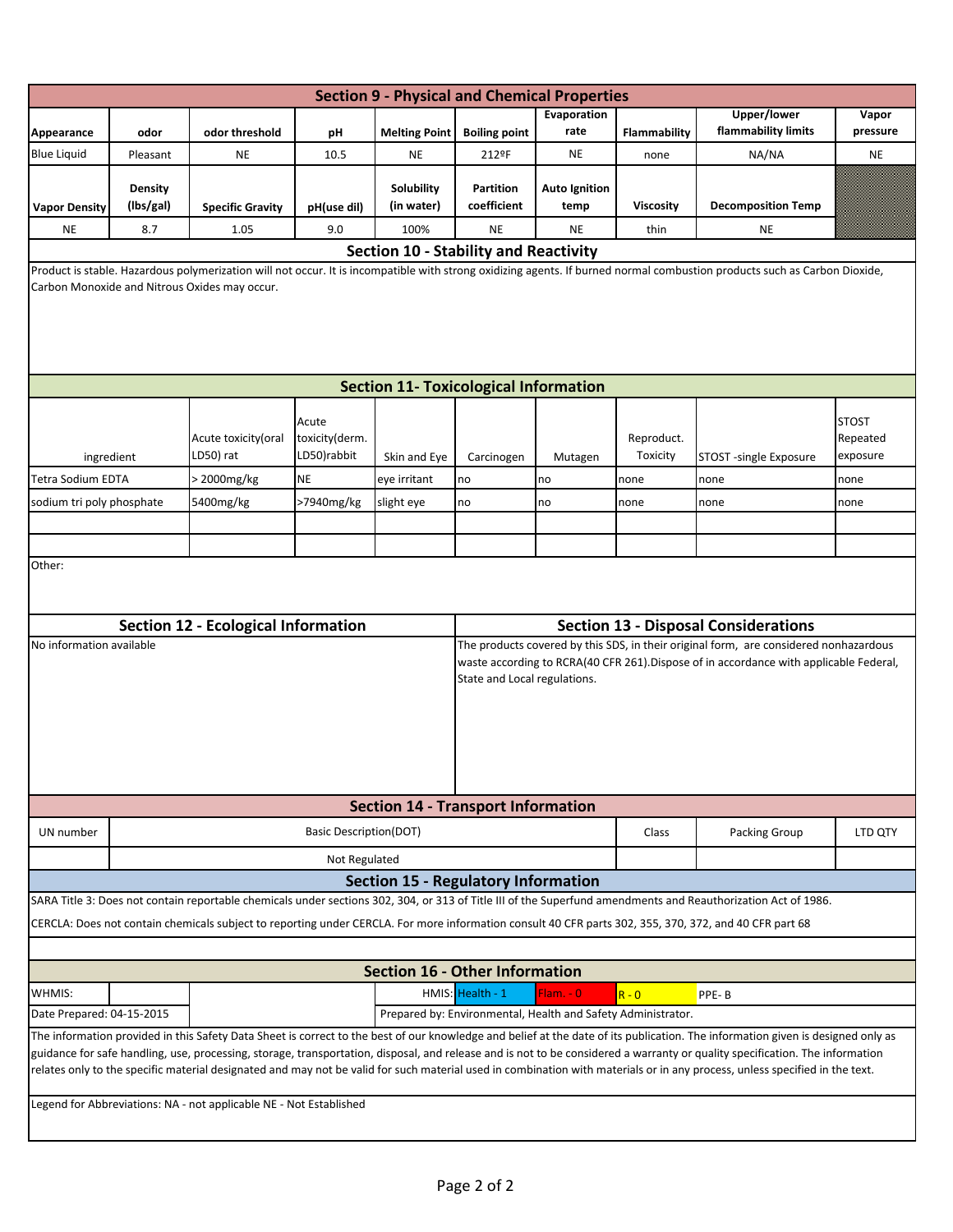## Section 9 - Physical and Chemical Properties

| Appearance | odor | odor threshold | pH | Melting Point | Boiling point | Evaporation rate | Flammability | Upper/lower flammability limits | Vapor pressure |
|---|---|---|---|---|---|---|---|---|---|
| Blue Liquid | Pleasant | NE | 10.5 | NE | 212ºF | NE | none | NA/NA | NE |
| **Vapor Density** | **Density (lbs/gal)** | **Specific Gravity** | **pH(use dil)** | **Solubility (in water)** | **Partition coefficient** | **Auto Ignition temp** | **Viscosity** | **Decomposition Temp** | |
| NE | 8.7 | 1.05 | 9.0 | 100% | NE | NE | thin | NE | |

## Section 10 - Stability and Reactivity

Product is stable. Hazardous polymerization will not occur. It is incompatible with strong oxidizing agents. If burned normal combustion products such as Carbon Dioxide, Carbon Monoxide and Nitrous Oxides may occur.

## Section 11- Toxicological Information

| ingredient | Acute toxicity(oral LD50) rat | Acute toxicity(derm. LD50)rabbit | Skin and Eye | Carcinogen | Mutagen | Reproduct. Toxicity | STOST -single Exposure | STOST Repeated exposure |
|---|---|---|---|---|---|---|---|---|
| Tetra Sodium EDTA | > 2000mg/kg | NE | eye irritant | no | no | none | none | none |
| sodium tri poly phosphate | 5400mg/kg | >7940mg/kg | slight eye | no | no | none | none | none |
| | | | | | | | | |
| | | | | | | | | |

Other:

## Section 12 - Ecological Information

No information available

## Section 13 - Disposal Considerations

The products covered by this SDS, in their original form, are considered nonhazardous waste according to RCRA(40 CFR 261).Dispose of in accordance with applicable Federal, State and Local regulations.

## Section 14 - Transport Information

| UN number | Basic Description(DOT) | Class | Packing Group | LTD QTY |
|---|---|---|---|---|
| | Not Regulated | | | |

## Section 15 - Regulatory Information

SARA Title 3: Does not contain reportable chemicals under sections 302, 304, or 313 of Title III of the Superfund amendments and Reauthorization Act of 1986.

CERCLA: Does not contain chemicals subject to reporting under CERCLA. For more information consult 40 CFR parts 302, 355, 370, 372, and 40 CFR part 68

## Section 16 - Other Information

| | | | | | | | |
|---|---|---|---|---|---|---|---|
| WHMIS: | | | HMIS: | Health - 1 | Flam. - 0 | R - 0 | PPE- B |
| Date Prepared: 04-15-2015 | | | Prepared by: Environmental, Health and Safety Administrator. | | | | |

The information provided in this Safety Data Sheet is correct to the best of our knowledge and belief at the date of its publication. The information given is designed only as guidance for safe handling, use, processing, storage, transportation, disposal, and release and is not to be considered a warranty or quality specification. The information relates only to the specific material designated and may not be valid for such material used in combination with materials or in any process, unless specified in the text.

Legend for Abbreviations: NA - not applicable NE - Not Established